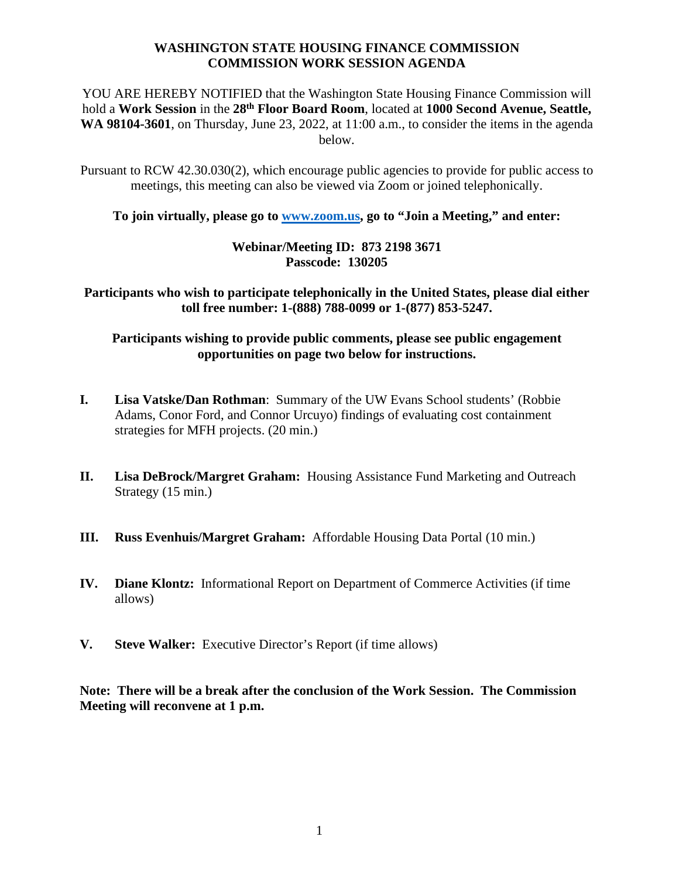# WASHINGTON STATE HOUSING FINANCE COMMISSION
# COMMISSION WORK SESSION AGENDA

YOU ARE HEREBY NOTIFIED that the Washington State Housing Finance Commission will hold a **Work Session** in the **28th Floor Board Room**, located at **1000 Second Avenue, Seattle, WA 98104-3601**, on Thursday, June 23, 2022, at 11:00 a.m., to consider the items in the agenda below.

Pursuant to RCW 42.30.030(2), which encourage public agencies to provide for public access to meetings, this meeting can also be viewed via Zoom or joined telephonically.

**To join virtually, please go to [www.zoom.us](www.zoom.us), go to "Join a Meeting," and enter:**

**Webinar/Meeting ID: 873 2198 3671**
**Passcode: 130205**

**Participants who wish to participate telephonically in the United States, please dial either toll free number: 1-(888) 788-0099 or 1-(877) 853-5247.**

**Participants wishing to provide public comments, please see public engagement opportunities on page two below for instructions.**

**I.** **Lisa Vatske/Dan Rothman**: Summary of the UW Evans School students' (Robbie Adams, Conor Ford, and Connor Urcuyo) findings of evaluating cost containment strategies for MFH projects. (20 min.)

**II.** **Lisa DeBrock/Margret Graham:** Housing Assistance Fund Marketing and Outreach Strategy (15 min.)

**III.** **Russ Evenhuis/Margret Graham:** Affordable Housing Data Portal (10 min.)

**IV.** **Diane Klontz:** Informational Report on Department of Commerce Activities (if time allows)

**V.** **Steve Walker:** Executive Director's Report (if time allows)

**Note: There will be a break after the conclusion of the Work Session. The Commission Meeting will reconvene at 1 p.m.**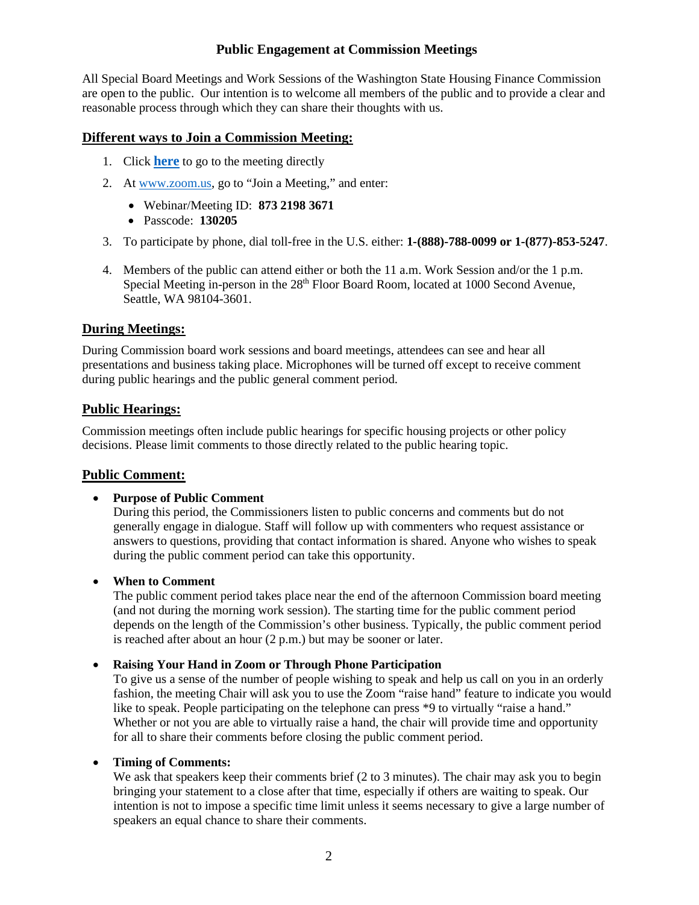# Public Engagement at Commission Meetings

All Special Board Meetings and Work Sessions of the Washington State Housing Finance Commission are open to the public. Our intention is to welcome all members of the public and to provide a clear and reasonable process through which they can share their thoughts with us.

## Different ways to Join a Commission Meeting:

1. Click **here** to go to the meeting directly
2. At www.zoom.us, go to "Join a Meeting," and enter:
   - Webinar/Meeting ID: **873 2198 3671**
   - Passcode: **130205**
3. To participate by phone, dial toll-free in the U.S. either: **1-(888)-788-0099 or 1-(877)-853-5247**.
4. Members of the public can attend either or both the 11 a.m. Work Session and/or the 1 p.m. Special Meeting in-person in the 28th Floor Board Room, located at 1000 Second Avenue, Seattle, WA 98104-3601.

## During Meetings:

During Commission board work sessions and board meetings, attendees can see and hear all presentations and business taking place. Microphones will be turned off except to receive comment during public hearings and the public general comment period.

## Public Hearings:

Commission meetings often include public hearings for specific housing projects or other policy decisions. Please limit comments to those directly related to the public hearing topic.

## Public Comment:

- **Purpose of Public Comment**
  During this period, the Commissioners listen to public concerns and comments but do not generally engage in dialogue. Staff will follow up with commenters who request assistance or answers to questions, providing that contact information is shared. Anyone who wishes to speak during the public comment period can take this opportunity.

- **When to Comment**
  The public comment period takes place near the end of the afternoon Commission board meeting (and not during the morning work session). The starting time for the public comment period depends on the length of the Commission's other business. Typically, the public comment period is reached after about an hour (2 p.m.) but may be sooner or later.

- **Raising Your Hand in Zoom or Through Phone Participation**
  To give us a sense of the number of people wishing to speak and help us call on you in an orderly fashion, the meeting Chair will ask you to use the Zoom "raise hand" feature to indicate you would like to speak. People participating on the telephone can press *9 to virtually "raise a hand." Whether or not you are able to virtually raise a hand, the chair will provide time and opportunity for all to share their comments before closing the public comment period.

- **Timing of Comments:**
  We ask that speakers keep their comments brief (2 to 3 minutes). The chair may ask you to begin bringing your statement to a close after that time, especially if others are waiting to speak. Our intention is not to impose a specific time limit unless it seems necessary to give a large number of speakers an equal chance to share their comments.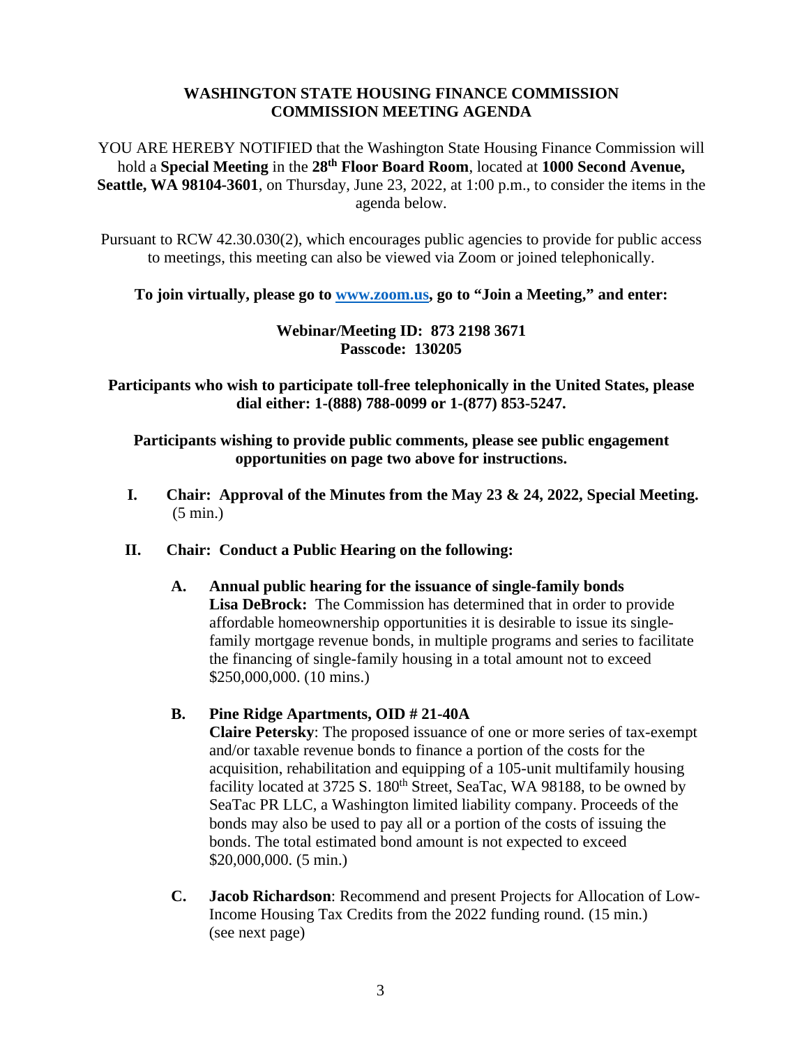# WASHINGTON STATE HOUSING FINANCE COMMISSION
# COMMISSION MEETING AGENDA

YOU ARE HEREBY NOTIFIED that the Washington State Housing Finance Commission will hold a **Special Meeting** in the **28th Floor Board Room**, located at **1000 Second Avenue, Seattle, WA 98104-3601**, on Thursday, June 23, 2022, at 1:00 p.m., to consider the items in the agenda below.

Pursuant to RCW 42.30.030(2), which encourages public agencies to provide for public access to meetings, this meeting can also be viewed via Zoom or joined telephonically.

**To join virtually, please go to [www.zoom.us](http://www.zoom.us), go to "Join a Meeting," and enter:**

**Webinar/Meeting ID: 873 2198 3671**
**Passcode: 130205**

**Participants who wish to participate toll-free telephonically in the United States, please dial either: 1-(888) 788-0099 or 1-(877) 853-5247.**

**Participants wishing to provide public comments, please see public engagement opportunities on page two above for instructions.**

I. **Chair: Approval of the Minutes from the May 23 & 24, 2022, Special Meeting.** (5 min.)

II. **Chair: Conduct a Public Hearing on the following:**

   A. **Annual public hearing for the issuance of single-family bonds**
   **Lisa DeBrock:** The Commission has determined that in order to provide affordable homeownership opportunities it is desirable to issue its single-family mortgage revenue bonds, in multiple programs and series to facilitate the financing of single-family housing in a total amount not to exceed $250,000,000. (10 mins.)

   B. **Pine Ridge Apartments, OID # 21-40A**
   **Claire Petersky**: The proposed issuance of one or more series of tax-exempt and/or taxable revenue bonds to finance a portion of the costs for the acquisition, rehabilitation and equipping of a 105-unit multifamily housing facility located at 3725 S. 180th Street, SeaTac, WA 98188, to be owned by SeaTac PR LLC, a Washington limited liability company. Proceeds of the bonds may also be used to pay all or a portion of the costs of issuing the bonds. The total estimated bond amount is not expected to exceed $20,000,000. (5 min.)

   C. **Jacob Richardson**: Recommend and present Projects for Allocation of Low-Income Housing Tax Credits from the 2022 funding round. (15 min.) (see next page)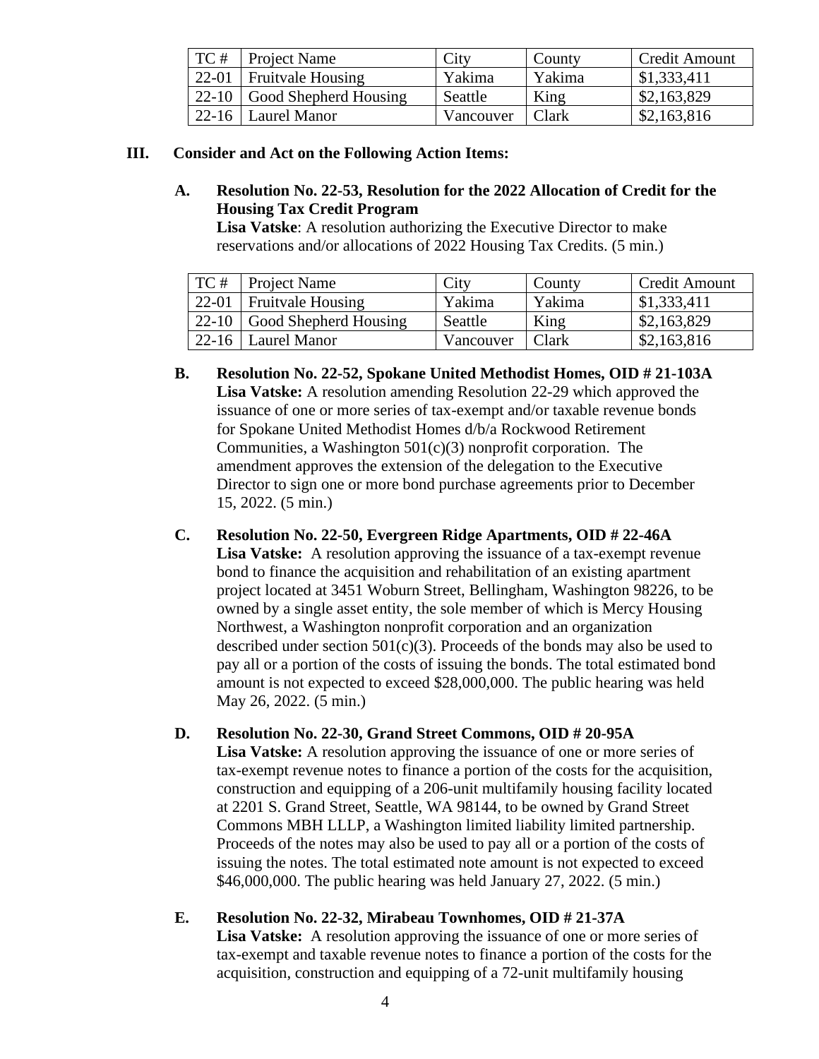| TC # | Project Name | City | County | Credit Amount |
|---|---|---|---|---|
| 22-01 | Fruitvale Housing | Yakima | Yakima | $1,333,411 |
| 22-10 | Good Shepherd Housing | Seattle | King | $2,163,829 |
| 22-16 | Laurel Manor | Vancouver | Clark | $2,163,816 |

## III. Consider and Act on the Following Action Items:

**A. Resolution No. 22-53, Resolution for the 2022 Allocation of Credit for the Housing Tax Credit Program**
**Lisa Vatske**: A resolution authorizing the Executive Director to make reservations and/or allocations of 2022 Housing Tax Credits. (5 min.)

| TC # | Project Name | City | County | Credit Amount |
|---|---|---|---|---|
| 22-01 | Fruitvale Housing | Yakima | Yakima | $1,333,411 |
| 22-10 | Good Shepherd Housing | Seattle | King | $2,163,829 |
| 22-16 | Laurel Manor | Vancouver | Clark | $2,163,816 |

**B. Resolution No. 22-52, Spokane United Methodist Homes, OID # 21-103A**
**Lisa Vatske:** A resolution amending Resolution 22-29 which approved the issuance of one or more series of tax-exempt and/or taxable revenue bonds for Spokane United Methodist Homes d/b/a Rockwood Retirement Communities, a Washington 501(c)(3) nonprofit corporation. The amendment approves the extension of the delegation to the Executive Director to sign one or more bond purchase agreements prior to December 15, 2022. (5 min.)

**C. Resolution No. 22-50, Evergreen Ridge Apartments, OID # 22-46A**
**Lisa Vatske:** A resolution approving the issuance of a tax-exempt revenue bond to finance the acquisition and rehabilitation of an existing apartment project located at 3451 Woburn Street, Bellingham, Washington 98226, to be owned by a single asset entity, the sole member of which is Mercy Housing Northwest, a Washington nonprofit corporation and an organization described under section 501(c)(3). Proceeds of the bonds may also be used to pay all or a portion of the costs of issuing the bonds. The total estimated bond amount is not expected to exceed $28,000,000. The public hearing was held May 26, 2022. (5 min.)

**D. Resolution No. 22-30, Grand Street Commons, OID # 20-95A**
**Lisa Vatske:** A resolution approving the issuance of one or more series of tax-exempt revenue notes to finance a portion of the costs for the acquisition, construction and equipping of a 206-unit multifamily housing facility located at 2201 S. Grand Street, Seattle, WA 98144, to be owned by Grand Street Commons MBH LLLP, a Washington limited liability limited partnership. Proceeds of the notes may also be used to pay all or a portion of the costs of issuing the notes. The total estimated note amount is not expected to exceed $46,000,000. The public hearing was held January 27, 2022. (5 min.)

**E. Resolution No. 22-32, Mirabeau Townhomes, OID # 21-37A**
**Lisa Vatske:** A resolution approving the issuance of one or more series of tax-exempt and taxable revenue notes to finance a portion of the costs for the acquisition, construction and equipping of a 72-unit multifamily housing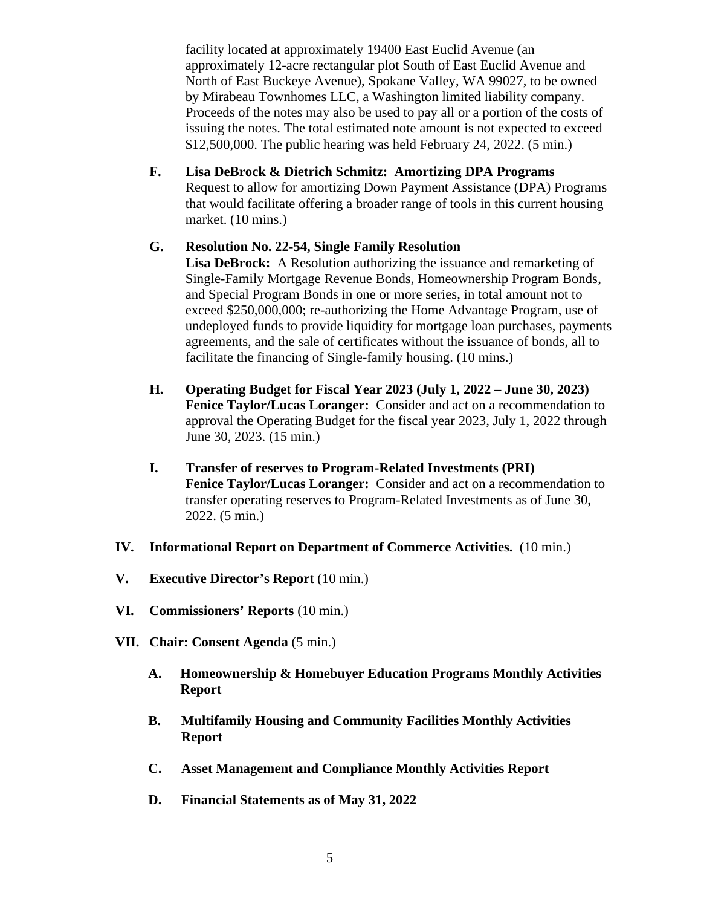facility located at approximately 19400 East Euclid Avenue (an approximately 12-acre rectangular plot South of East Euclid Avenue and North of East Buckeye Avenue), Spokane Valley, WA 99027, to be owned by Mirabeau Townhomes LLC, a Washington limited liability company. Proceeds of the notes may also be used to pay all or a portion of the costs of issuing the notes. The total estimated note amount is not expected to exceed $12,500,000. The public hearing was held February 24, 2022. (5 min.)

F. **Lisa DeBrock & Dietrich Schmitz: Amortizing DPA Programs**
Request to allow for amortizing Down Payment Assistance (DPA) Programs that would facilitate offering a broader range of tools in this current housing market. (10 mins.)

G. **Resolution No. 22-54, Single Family Resolution**
**Lisa DeBrock:** A Resolution authorizing the issuance and remarketing of Single-Family Mortgage Revenue Bonds, Homeownership Program Bonds, and Special Program Bonds in one or more series, in total amount not to exceed $250,000,000; re-authorizing the Home Advantage Program, use of undeployed funds to provide liquidity for mortgage loan purchases, payments agreements, and the sale of certificates without the issuance of bonds, all to facilitate the financing of Single-family housing. (10 mins.)

H. **Operating Budget for Fiscal Year 2023 (July 1, 2022 – June 30, 2023)**
**Fenice Taylor/Lucas Loranger:** Consider and act on a recommendation to approval the Operating Budget for the fiscal year 2023, July 1, 2022 through June 30, 2023. (15 min.)

I. **Transfer of reserves to Program-Related Investments (PRI)**
**Fenice Taylor/Lucas Loranger:** Consider and act on a recommendation to transfer operating reserves to Program-Related Investments as of June 30, 2022. (5 min.)

IV. **Informational Report on Department of Commerce Activities.** (10 min.)

V. **Executive Director's Report** (10 min.)

VI. **Commissioners' Reports** (10 min.)

VII. **Chair: Consent Agenda** (5 min.)

A. **Homeownership & Homebuyer Education Programs Monthly Activities Report**

B. **Multifamily Housing and Community Facilities Monthly Activities Report**

C. **Asset Management and Compliance Monthly Activities Report**

D. **Financial Statements as of May 31, 2022**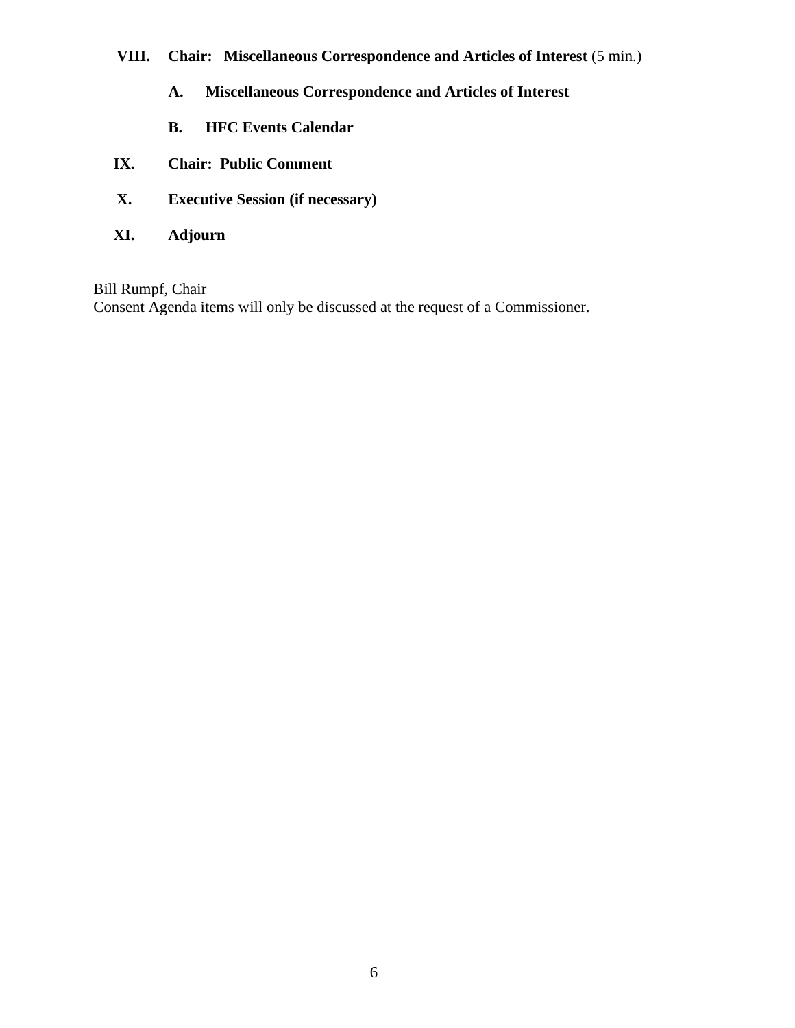**VIII. Chair: Miscellaneous Correspondence and Articles of Interest** (5 min.)

**A. Miscellaneous Correspondence and Articles of Interest**

**B. HFC Events Calendar**

**IX. Chair: Public Comment**

**X. Executive Session (if necessary)**

**XI. Adjourn**

Bill Rumpf, Chair
Consent Agenda items will only be discussed at the request of a Commissioner.